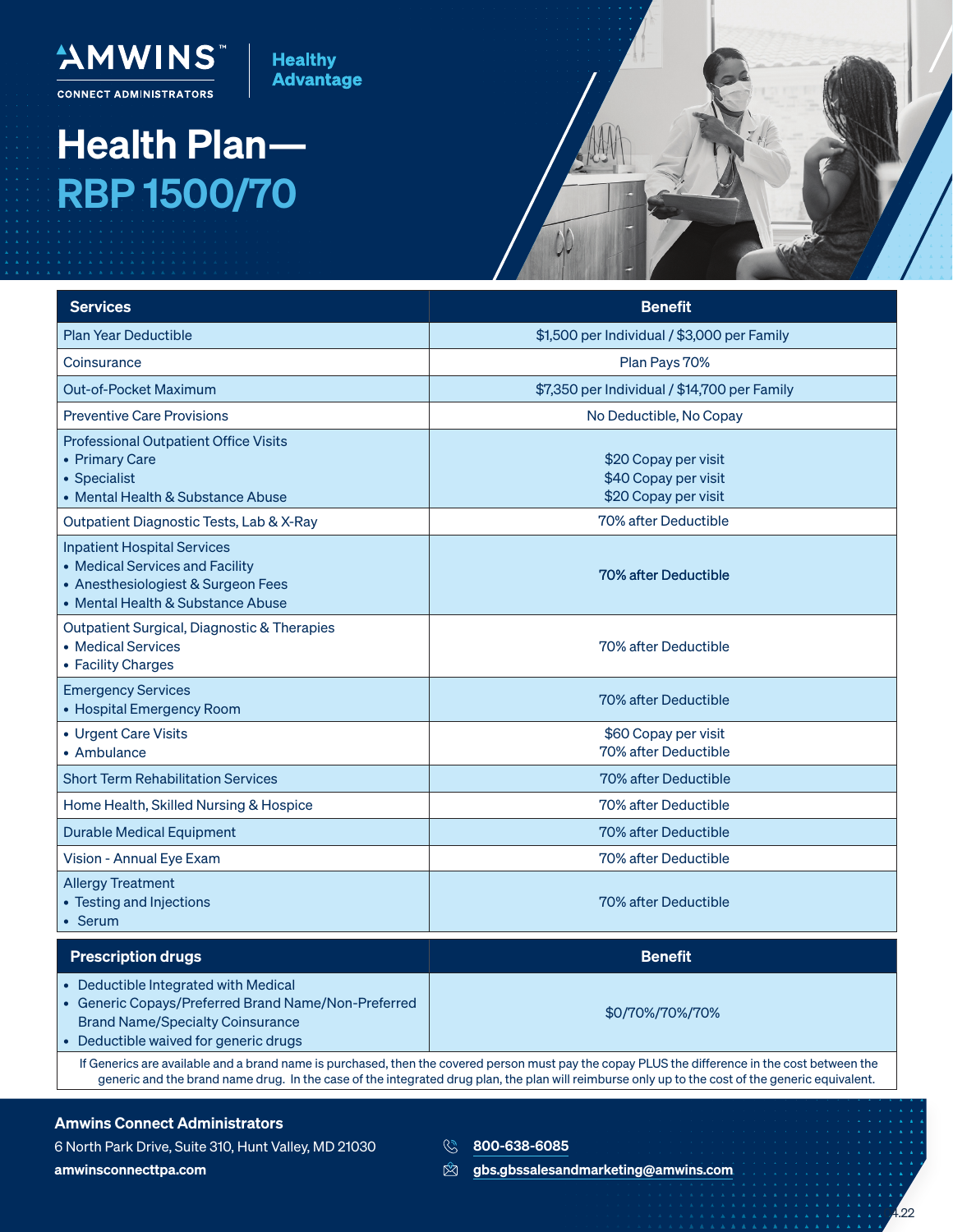AMWINS™ CONNECT ADMINISTRATORS

Healthy Advantage

# Health Plan— RBP 1500/70

| Services | Benefit |
|---|---|
| Plan Year Deductible | $1,500 per Individual / $3,000 per Family |
| Coinsurance | Plan Pays 70% |
| Out-of-Pocket Maximum | $7,350 per Individual / $14,700 per Family |
| Preventive Care Provisions | No Deductible, No Copay |
| Professional Outpatient Office Visits<br>• Primary Care<br>• Specialist<br>• Mental Health & Substance Abuse | <br>$20 Copay per visit<br>$40 Copay per visit<br>$20 Copay per visit |
| Outpatient Diagnostic Tests, Lab & X-Ray | 70% after Deductible |
| Inpatient Hospital Services<br>• Medical Services and Facility<br>• Anesthesiologiest & Surgeon Fees<br>• Mental Health & Substance Abuse | 70% after Deductible |
| Outpatient Surgical, Diagnostic & Therapies<br>• Medical Services<br>• Facility Charges | 70% after Deductible |
| Emergency Services<br>• Hospital Emergency Room | 70% after Deductible |
| • Urgent Care Visits<br>• Ambulance | $60 Copay per visit<br>70% after Deductible |
| Short Term Rehabilitation Services | 70% after Deductible |
| Home Health, Skilled Nursing & Hospice | 70% after Deductible |
| Durable Medical Equipment | 70% after Deductible |
| Vision - Annual Eye Exam | 70% after Deductible |
| Allergy Treatment<br>• Testing and Injections<br>• Serum | 70% after Deductible |

| Prescription drugs | Benefit |
|---|---|
| • Deductible Integrated with Medical<br>• Generic Copays/Preferred Brand Name/Non-Preferred Brand Name/Specialty Coinsurance<br>• Deductible waived for generic drugs | $0/70%/70%/70% |

If Generics are available and a brand name is purchased, then the covered person must pay the copay PLUS the difference in the cost between the generic and the brand name drug. In the case of the integrated drug plan, the plan will reimburse only up to the cost of the generic equivalent.

**Amwins Connect Administrators**
6 North Park Drive, Suite 310, Hunt Valley, MD 21030
**amwinsconnecttpa.com**

800-638-6085
gbs.gbssalesandmarketing@amwins.com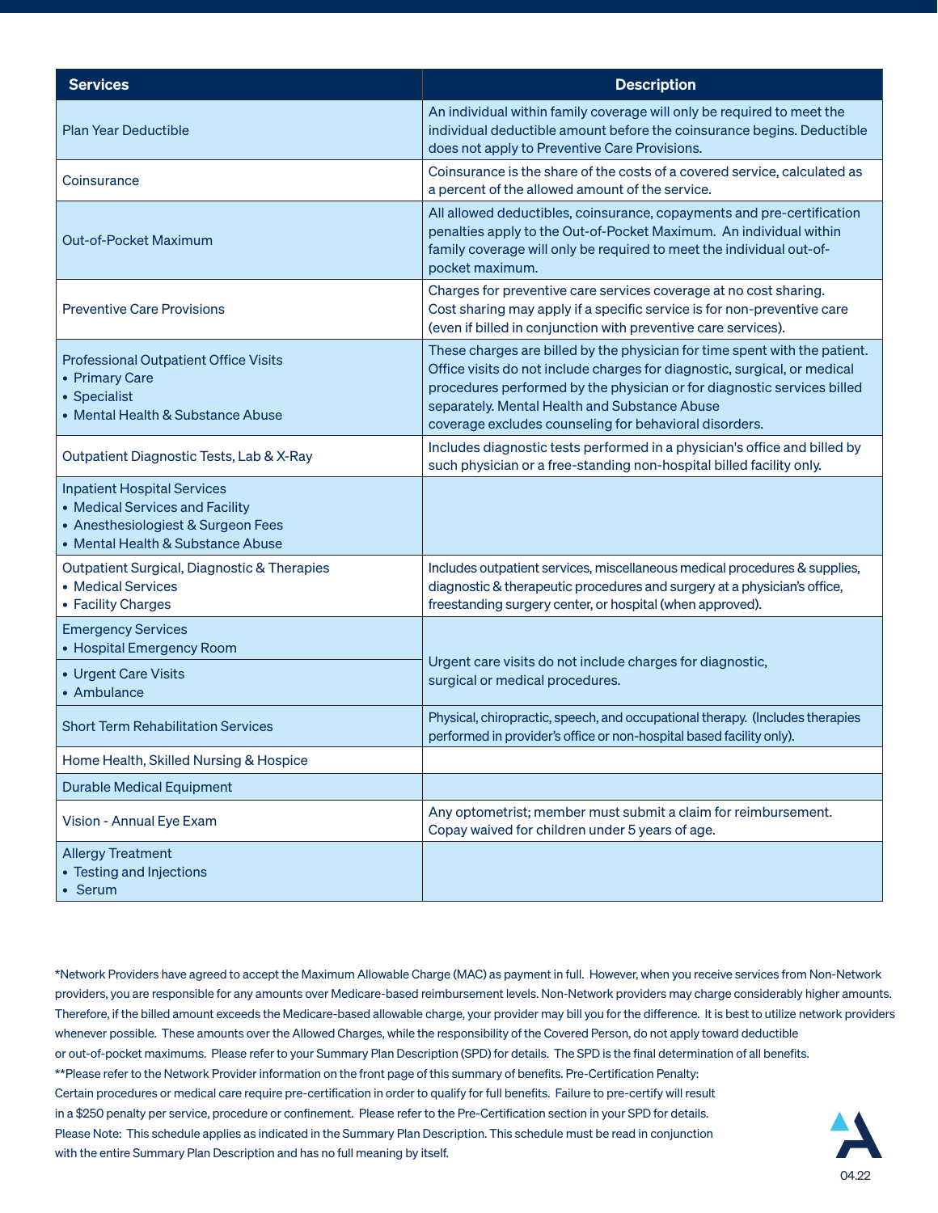| Services | Description |
|---|---|
| Plan Year Deductible | An individual within family coverage will only be required to meet the individual deductible amount before the coinsurance begins. Deductible does not apply to Preventive Care Provisions. |
| Coinsurance | Coinsurance is the share of the costs of a covered service, calculated as a percent of the allowed amount of the service. |
| Out-of-Pocket Maximum | All allowed deductibles, coinsurance, copayments and pre-certification penalties apply to the Out-of-Pocket Maximum. An individual within family coverage will only be required to meet the individual out-of-pocket maximum. |
| Preventive Care Provisions | Charges for preventive care services coverage at no cost sharing. Cost sharing may apply if a specific service is for non-preventive care (even if billed in conjunction with preventive care services). |
| Professional Outpatient Office Visits<br>• Primary Care<br>• Specialist<br>• Mental Health & Substance Abuse | These charges are billed by the physician for time spent with the patient. Office visits do not include charges for diagnostic, surgical, or medical procedures performed by the physician or for diagnostic services billed separately. Mental Health and Substance Abuse coverage excludes counseling for behavioral disorders. |
| Outpatient Diagnostic Tests, Lab & X-Ray | Includes diagnostic tests performed in a physician's office and billed by such physician or a free-standing non-hospital billed facility only. |
| Inpatient Hospital Services<br>• Medical Services and Facility<br>• Anesthesiologist & Surgeon Fees<br>• Mental Health & Substance Abuse | |
| Outpatient Surgical, Diagnostic & Therapies<br>• Medical Services<br>• Facility Charges | Includes outpatient services, miscellaneous medical procedures & supplies, diagnostic & therapeutic procedures and surgery at a physician's office, freestanding surgery center, or hospital (when approved). |
| Emergency Services<br>• Hospital Emergency Room | Urgent care visits do not include charges for diagnostic, surgical or medical procedures. |
| • Urgent Care Visits<br>• Ambulance | |
| Short Term Rehabilitation Services | Physical, chiropractic, speech, and occupational therapy. (Includes therapies performed in provider's office or non-hospital based facility only). |
| Home Health, Skilled Nursing & Hospice | |
| Durable Medical Equipment | |
| Vision - Annual Eye Exam | Any optometrist; member must submit a claim for reimbursement. Copay waived for children under 5 years of age. |
| Allergy Treatment<br>• Testing and Injections<br>• Serum | |

*Network Providers have agreed to accept the Maximum Allowable Charge (MAC) as payment in full. However, when you receive services from Non-Network providers, you are responsible for any amounts over Medicare-based reimbursement levels. Non-Network providers may charge considerably higher amounts. Therefore, if the billed amount exceeds the Medicare-based allowable charge, your provider may bill you for the difference. It is best to utilize network providers whenever possible. These amounts over the Allowed Charges, while the responsibility of the Covered Person, do not apply toward deductible or out-of-pocket maximums. Please refer to your Summary Plan Description (SPD) for details. The SPD is the final determination of all benefits.

**Please refer to the Network Provider information on the front page of this summary of benefits. Pre-Certification Penalty: Certain procedures or medical care require pre-certification in order to qualify for full benefits. Failure to pre-certify will result in a $250 penalty per service, procedure or confinement. Please refer to the Pre-Certification section in your SPD for details.

Please Note: This schedule applies as indicated in the Summary Plan Description. This schedule must be read in conjunction with the entire Summary Plan Description and has no full meaning by itself.

04.22